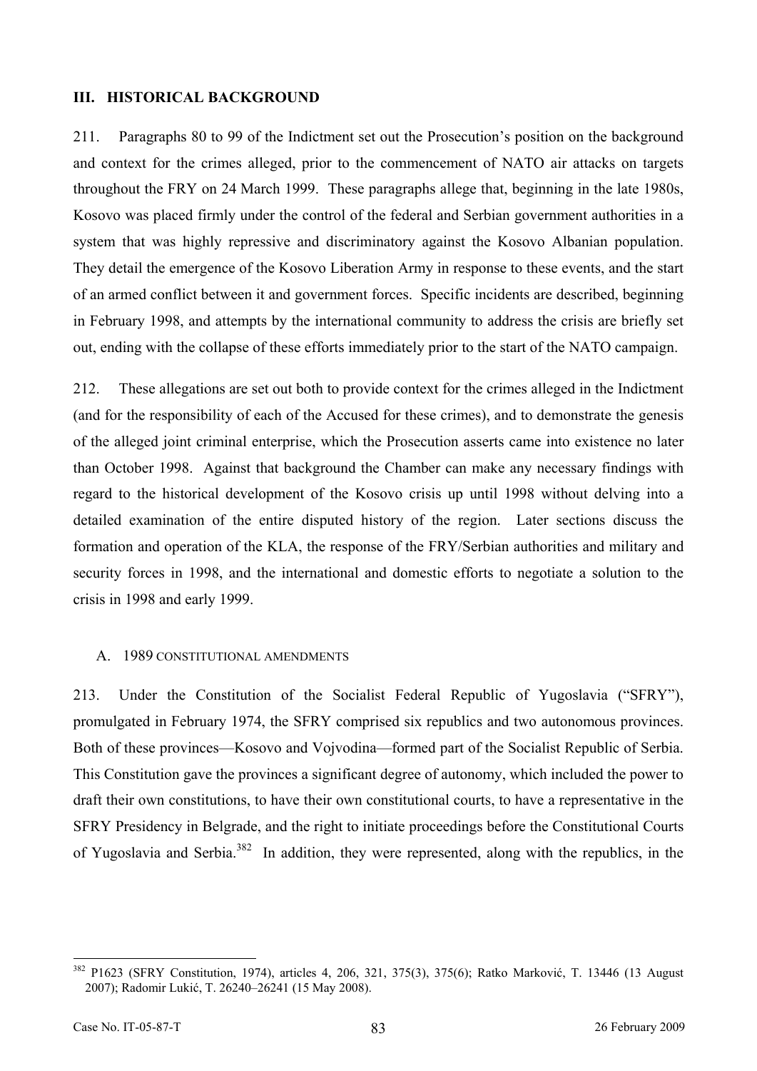## III. HISTORICAL BACKGROUND

211. Paragraphs 80 to 99 of the Indictment set out the Prosecution's position on the background and context for the crimes alleged, prior to the commencement of NATO air attacks on targets throughout the FRY on 24 March 1999. These paragraphs allege that, beginning in the late 1980s, Kosovo was placed firmly under the control of the federal and Serbian government authorities in a system that was highly repressive and discriminatory against the Kosovo Albanian population. They detail the emergence of the Kosovo Liberation Army in response to these events, and the start of an armed conflict between it and government forces. Specific incidents are described, beginning in February 1998, and attempts by the international community to address the crisis are briefly set out, ending with the collapse of these efforts immediately prior to the start of the NATO campaign.

212. These allegations are set out both to provide context for the crimes alleged in the Indictment (and for the responsibility of each of the Accused for these crimes), and to demonstrate the genesis of the alleged joint criminal enterprise, which the Prosecution asserts came into existence no later than October 1998. Against that background the Chamber can make any necessary findings with regard to the historical development of the Kosovo crisis up until 1998 without delving into a detailed examination of the entire disputed history of the region. Later sections discuss the formation and operation of the KLA, the response of the FRY/Serbian authorities and military and security forces in 1998, and the international and domestic efforts to negotiate a solution to the crisis in 1998 and early 1999.

### A. 1989 CONSTITUTIONAL AMENDMENTS

213. Under the Constitution of the Socialist Federal Republic of Yugoslavia ("SFRY"), promulgated in February 1974, the SFRY comprised six republics and two autonomous provinces. Both of these provinces—Kosovo and Vojvodina—formed part of the Socialist Republic of Serbia. This Constitution gave the provinces a significant degree of autonomy, which included the power to draft their own constitutions, to have their own constitutional courts, to have a representative in the SFRY Presidency in Belgrade, and the right to initiate proceedings before the Constitutional Courts of Yugoslavia and Serbia.[382] In addition, they were represented, along with the republics, in the

---

[382] P1623 (SFRY Constitution, 1974), articles 4, 206, 321, 375(3), 375(6); Ratko Marković, T. 13446 (13 August 2007); Radomir Lukić, T. 26240–26241 (15 May 2008).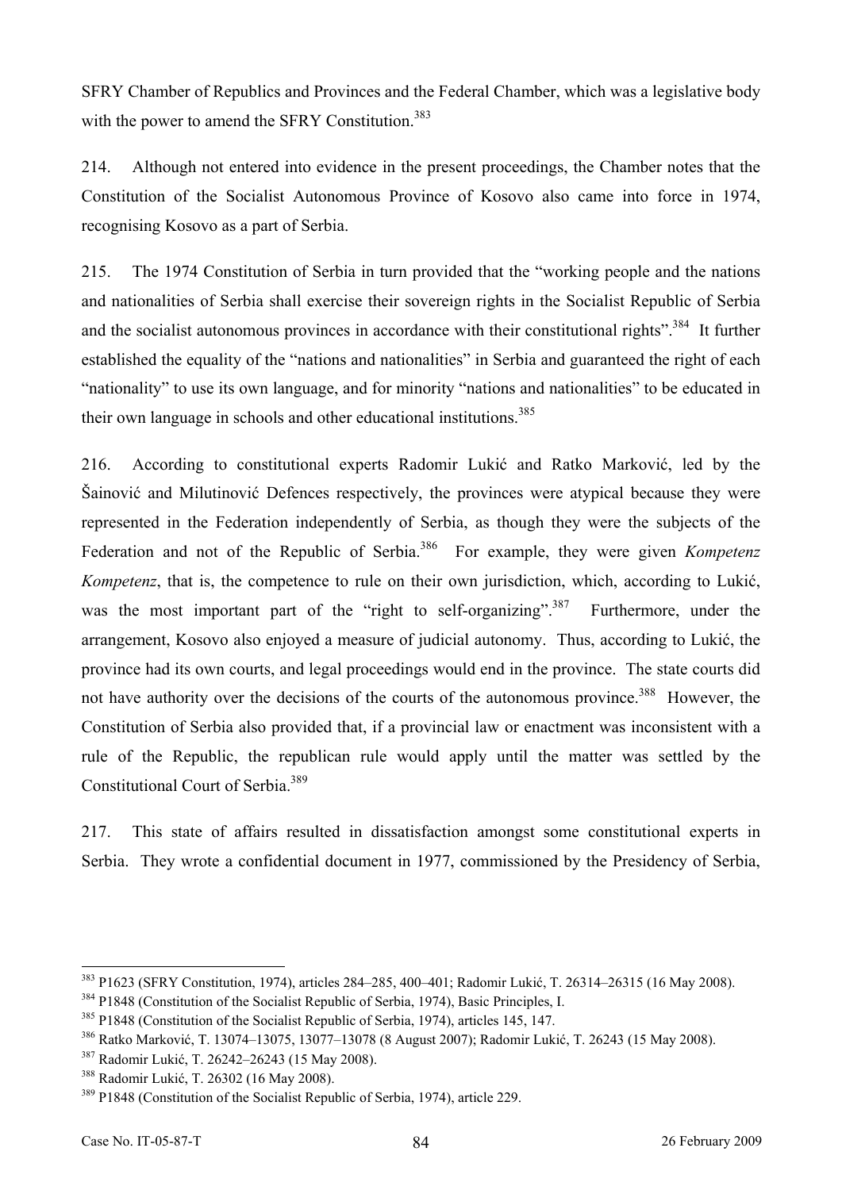SFRY Chamber of Republics and Provinces and the Federal Chamber, which was a legislative body with the power to amend the SFRY Constitution.[383]

214. Although not entered into evidence in the present proceedings, the Chamber notes that the Constitution of the Socialist Autonomous Province of Kosovo also came into force in 1974, recognising Kosovo as a part of Serbia.

215. The 1974 Constitution of Serbia in turn provided that the "working people and the nations and nationalities of Serbia shall exercise their sovereign rights in the Socialist Republic of Serbia and the socialist autonomous provinces in accordance with their constitutional rights".[384] It further established the equality of the "nations and nationalities" in Serbia and guaranteed the right of each "nationality" to use its own language, and for minority "nations and nationalities" to be educated in their own language in schools and other educational institutions.[385]

216. According to constitutional experts Radomir Lukić and Ratko Marković, led by the Šainović and Milutinović Defences respectively, the provinces were atypical because they were represented in the Federation independently of Serbia, as though they were the subjects of the Federation and not of the Republic of Serbia.[386] For example, they were given *Kompetenz Kompetenz*, that is, the competence to rule on their own jurisdiction, which, according to Lukić, was the most important part of the "right to self-organizing".[387] Furthermore, under the arrangement, Kosovo also enjoyed a measure of judicial autonomy. Thus, according to Lukić, the province had its own courts, and legal proceedings would end in the province. The state courts did not have authority over the decisions of the courts of the autonomous province.[388] However, the Constitution of Serbia also provided that, if a provincial law or enactment was inconsistent with a rule of the Republic, the republican rule would apply until the matter was settled by the Constitutional Court of Serbia.[389]

217. This state of affairs resulted in dissatisfaction amongst some constitutional experts in Serbia. They wrote a confidential document in 1977, commissioned by the Presidency of Serbia,

---

[383] P1623 (SFRY Constitution, 1974), articles 284–285, 400–401; Radomir Lukić, T. 26314–26315 (16 May 2008).

[384] P1848 (Constitution of the Socialist Republic of Serbia, 1974), Basic Principles, I.

[385] P1848 (Constitution of the Socialist Republic of Serbia, 1974), articles 145, 147.

[386] Ratko Marković, T. 13074–13075, 13077–13078 (8 August 2007); Radomir Lukić, T. 26243 (15 May 2008).

[387] Radomir Lukić, T. 26242–26243 (15 May 2008).

[388] Radomir Lukić, T. 26302 (16 May 2008).

[389] P1848 (Constitution of the Socialist Republic of Serbia, 1974), article 229.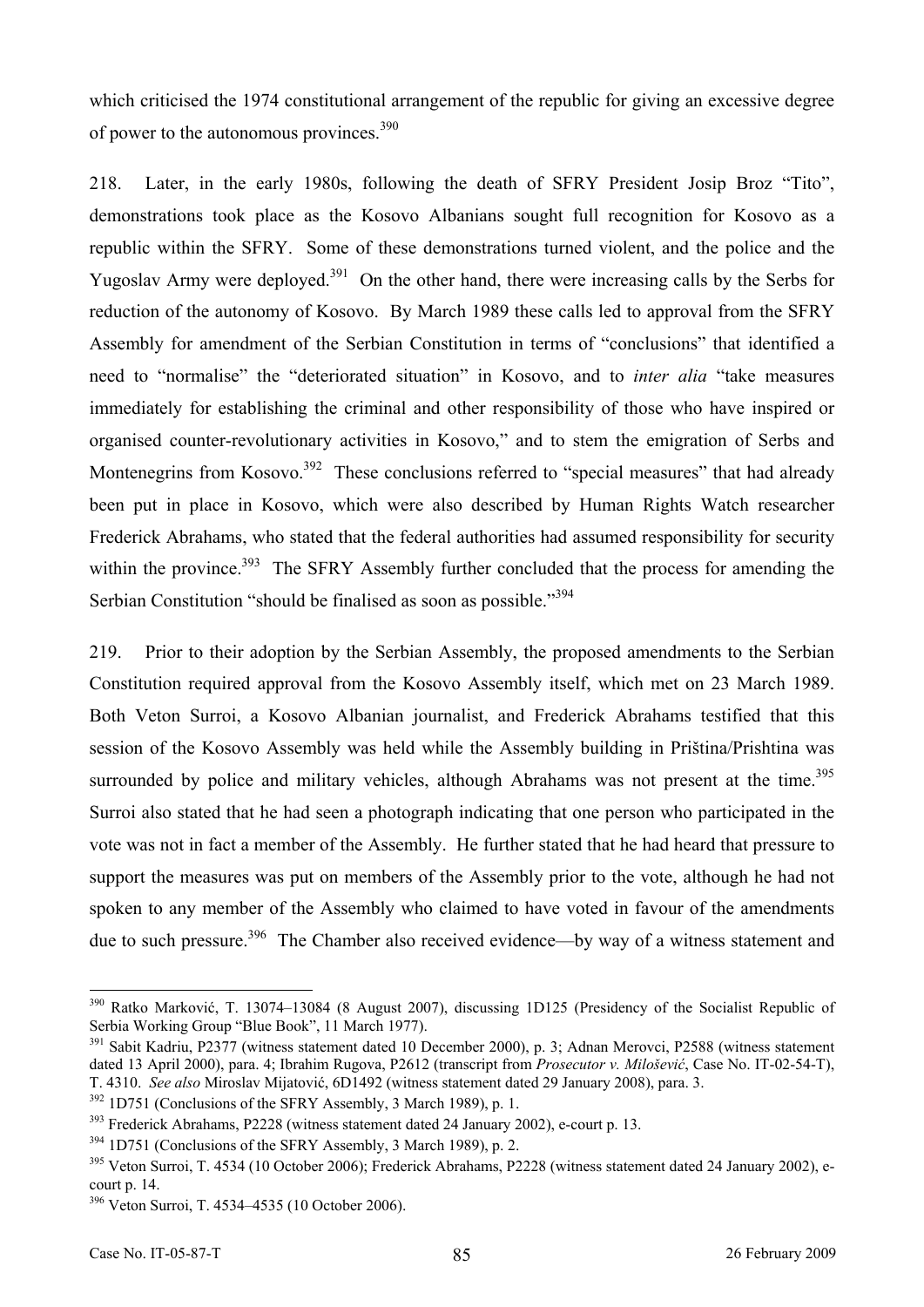which criticised the 1974 constitutional arrangement of the republic for giving an excessive degree of power to the autonomous provinces.[390]

218. Later, in the early 1980s, following the death of SFRY President Josip Broz "Tito", demonstrations took place as the Kosovo Albanians sought full recognition for Kosovo as a republic within the SFRY. Some of these demonstrations turned violent, and the police and the Yugoslav Army were deployed.[391] On the other hand, there were increasing calls by the Serbs for reduction of the autonomy of Kosovo. By March 1989 these calls led to approval from the SFRY Assembly for amendment of the Serbian Constitution in terms of "conclusions" that identified a need to "normalise" the "deteriorated situation" in Kosovo, and to *inter alia* "take measures immediately for establishing the criminal and other responsibility of those who have inspired or organised counter-revolutionary activities in Kosovo," and to stem the emigration of Serbs and Montenegrins from Kosovo.[392] These conclusions referred to "special measures" that had already been put in place in Kosovo, which were also described by Human Rights Watch researcher Frederick Abrahams, who stated that the federal authorities had assumed responsibility for security within the province.[393] The SFRY Assembly further concluded that the process for amending the Serbian Constitution "should be finalised as soon as possible."[394]

219. Prior to their adoption by the Serbian Assembly, the proposed amendments to the Serbian Constitution required approval from the Kosovo Assembly itself, which met on 23 March 1989. Both Veton Surroi, a Kosovo Albanian journalist, and Frederick Abrahams testified that this session of the Kosovo Assembly was held while the Assembly building in Priština/Prishtina was surrounded by police and military vehicles, although Abrahams was not present at the time.[395] Surroi also stated that he had seen a photograph indicating that one person who participated in the vote was not in fact a member of the Assembly. He further stated that he had heard that pressure to support the measures was put on members of the Assembly prior to the vote, although he had not spoken to any member of the Assembly who claimed to have voted in favour of the amendments due to such pressure.[396] The Chamber also received evidence—by way of a witness statement and

---

[390] Ratko Marković, T. 13074–13084 (8 August 2007), discussing 1D125 (Presidency of the Socialist Republic of Serbia Working Group "Blue Book", 11 March 1977).

[391] Sabit Kadriu, P2377 (witness statement dated 10 December 2000), p. 3; Adnan Merovci, P2588 (witness statement dated 13 April 2000), para. 4; Ibrahim Rugova, P2612 (transcript from *Prosecutor v. Milošević*, Case No. IT-02-54-T), T. 4310. *See also* Miroslav Mijatović, 6D1492 (witness statement dated 29 January 2008), para. 3.

[392] 1D751 (Conclusions of the SFRY Assembly, 3 March 1989), p. 1.

[393] Frederick Abrahams, P2228 (witness statement dated 24 January 2002), e-court p. 13.

[394] 1D751 (Conclusions of the SFRY Assembly, 3 March 1989), p. 2.

[395] Veton Surroi, T. 4534 (10 October 2006); Frederick Abrahams, P2228 (witness statement dated 24 January 2002), e-court p. 14.

[396] Veton Surroi, T. 4534–4535 (10 October 2006).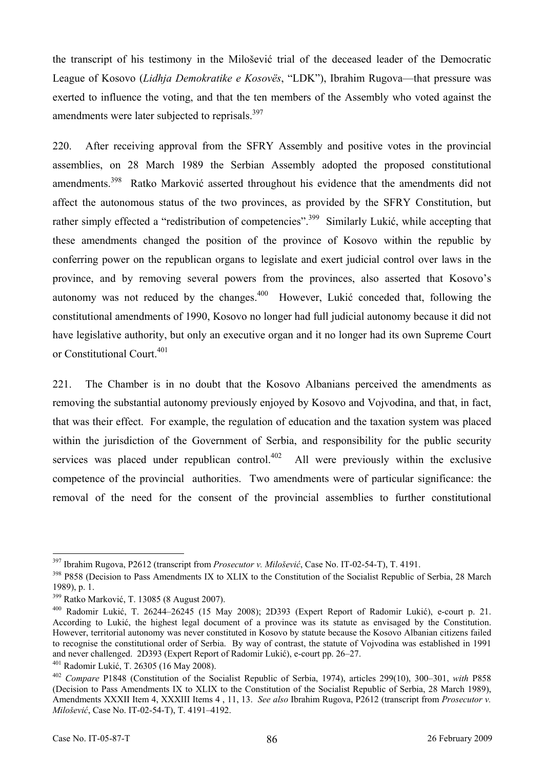the transcript of his testimony in the Milošević trial of the deceased leader of the Democratic League of Kosovo (*Lidhja Demokratike e Kosovës*, "LDK"), Ibrahim Rugova—that pressure was exerted to influence the voting, and that the ten members of the Assembly who voted against the amendments were later subjected to reprisals.[397]

220. After receiving approval from the SFRY Assembly and positive votes in the provincial assemblies, on 28 March 1989 the Serbian Assembly adopted the proposed constitutional amendments.[398] Ratko Marković asserted throughout his evidence that the amendments did not affect the autonomous status of the two provinces, as provided by the SFRY Constitution, but rather simply effected a "redistribution of competencies".[399] Similarly Lukić, while accepting that these amendments changed the position of the province of Kosovo within the republic by conferring power on the republican organs to legislate and exert judicial control over laws in the province, and by removing several powers from the provinces, also asserted that Kosovo's autonomy was not reduced by the changes.[400] However, Lukić conceded that, following the constitutional amendments of 1990, Kosovo no longer had full judicial autonomy because it did not have legislative authority, but only an executive organ and it no longer had its own Supreme Court or Constitutional Court.[401]

221. The Chamber is in no doubt that the Kosovo Albanians perceived the amendments as removing the substantial autonomy previously enjoyed by Kosovo and Vojvodina, and that, in fact, that was their effect. For example, the regulation of education and the taxation system was placed within the jurisdiction of the Government of Serbia, and responsibility for the public security services was placed under republican control.[402] All were previously within the exclusive competence of the provincial authorities. Two amendments were of particular significance: the removal of the need for the consent of the provincial assemblies to further constitutional

---

[397] Ibrahim Rugova, P2612 (transcript from *Prosecutor v. Milošević*, Case No. IT-02-54-T), T. 4191.

[398] P858 (Decision to Pass Amendments IX to XLIX to the Constitution of the Socialist Republic of Serbia, 28 March 1989), p. 1.

[399] Ratko Marković, T. 13085 (8 August 2007).

[400] Radomir Lukić, T. 26244–26245 (15 May 2008); 2D393 (Expert Report of Radomir Lukić), e-court p. 21. According to Lukić, the highest legal document of a province was its statute as envisaged by the Constitution. However, territorial autonomy was never constituted in Kosovo by statute because the Kosovo Albanian citizens failed to recognise the constitutional order of Serbia. By way of contrast, the statute of Vojvodina was established in 1991 and never challenged. 2D393 (Expert Report of Radomir Lukić), e-court pp. 26–27.

[401] Radomir Lukić, T. 26305 (16 May 2008).

[402] *Compare* P1848 (Constitution of the Socialist Republic of Serbia, 1974), articles 299(10), 300–301, *with* P858 (Decision to Pass Amendments IX to XLIX to the Constitution of the Socialist Republic of Serbia, 28 March 1989), Amendments XXXII Item 4, XXXIII Items 4 , 11, 13. *See also* Ibrahim Rugova, P2612 (transcript from *Prosecutor v. Milošević*, Case No. IT-02-54-T), T. 4191–4192.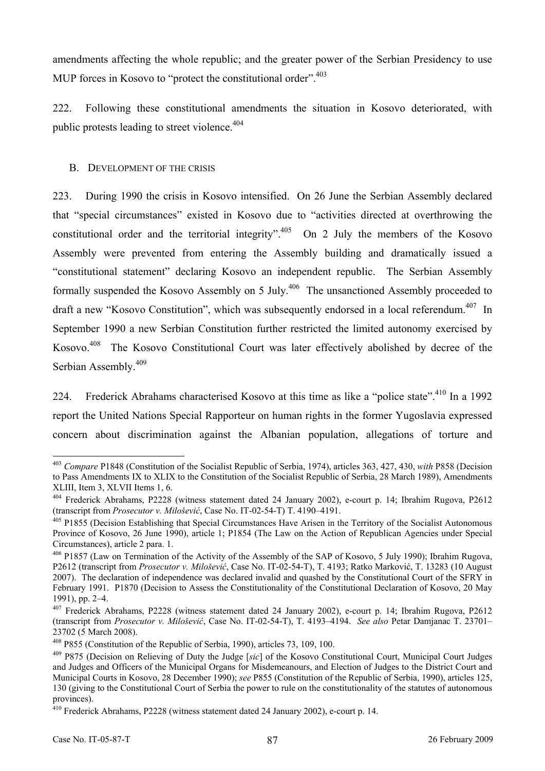amendments affecting the whole republic; and the greater power of the Serbian Presidency to use MUP forces in Kosovo to "protect the constitutional order".[403]

222. Following these constitutional amendments the situation in Kosovo deteriorated, with public protests leading to street violence.[404]

## B. DEVELOPMENT OF THE CRISIS

223. During 1990 the crisis in Kosovo intensified. On 26 June the Serbian Assembly declared that "special circumstances" existed in Kosovo due to "activities directed at overthrowing the constitutional order and the territorial integrity".[405] On 2 July the members of the Kosovo Assembly were prevented from entering the Assembly building and dramatically issued a "constitutional statement" declaring Kosovo an independent republic. The Serbian Assembly formally suspended the Kosovo Assembly on 5 July.[406] The unsanctioned Assembly proceeded to draft a new "Kosovo Constitution", which was subsequently endorsed in a local referendum.[407] In September 1990 a new Serbian Constitution further restricted the limited autonomy exercised by Kosovo.[408] The Kosovo Constitutional Court was later effectively abolished by decree of the Serbian Assembly.[409]

224. Frederick Abrahams characterised Kosovo at this time as like a "police state".[410] In a 1992 report the United Nations Special Rapporteur on human rights in the former Yugoslavia expressed concern about discrimination against the Albanian population, allegations of torture and

---

[403] *Compare* P1848 (Constitution of the Socialist Republic of Serbia, 1974), articles 363, 427, 430, *with* P858 (Decision to Pass Amendments IX to XLIX to the Constitution of the Socialist Republic of Serbia, 28 March 1989), Amendments XLIII, Item 3, XLVII Items 1, 6.

[404] Frederick Abrahams, P2228 (witness statement dated 24 January 2002), e-court p. 14; Ibrahim Rugova, P2612 (transcript from *Prosecutor v. Milošević*, Case No. IT-02-54-T) T. 4190–4191.

[405] P1855 (Decision Establishing that Special Circumstances Have Arisen in the Territory of the Socialist Autonomous Province of Kosovo, 26 June 1990), article 1; P1854 (The Law on the Action of Republican Agencies under Special Circumstances), article 2 para. 1.

[406] P1857 (Law on Termination of the Activity of the Assembly of the SAP of Kosovo, 5 July 1990); Ibrahim Rugova, P2612 (transcript from *Prosecutor v. Milošević*, Case No. IT-02-54-T), T. 4193; Ratko Marković, T. 13283 (10 August 2007). The declaration of independence was declared invalid and quashed by the Constitutional Court of the SFRY in February 1991. P1870 (Decision to Assess the Constitutionality of the Constitutional Declaration of Kosovo, 20 May 1991), pp. 2–4.

[407] Frederick Abrahams, P2228 (witness statement dated 24 January 2002), e-court p. 14; Ibrahim Rugova, P2612 (transcript from *Prosecutor v. Milošević*, Case No. IT-02-54-T), T. 4193–4194. *See also* Petar Damjanac T. 23701–23702 (5 March 2008).

[408] P855 (Constitution of the Republic of Serbia, 1990), articles 73, 109, 100.

[409] P875 (Decision on Relieving of Duty the Judge [*sic*] of the Kosovo Constitutional Court, Municipal Court Judges and Judges and Officers of the Municipal Organs for Misdemeanours, and Election of Judges to the District Court and Municipal Courts in Kosovo, 28 December 1990); *see* P855 (Constitution of the Republic of Serbia, 1990), articles 125, 130 (giving to the Constitutional Court of Serbia the power to rule on the constitutionality of the statutes of autonomous provinces).

[410] Frederick Abrahams, P2228 (witness statement dated 24 January 2002), e-court p. 14.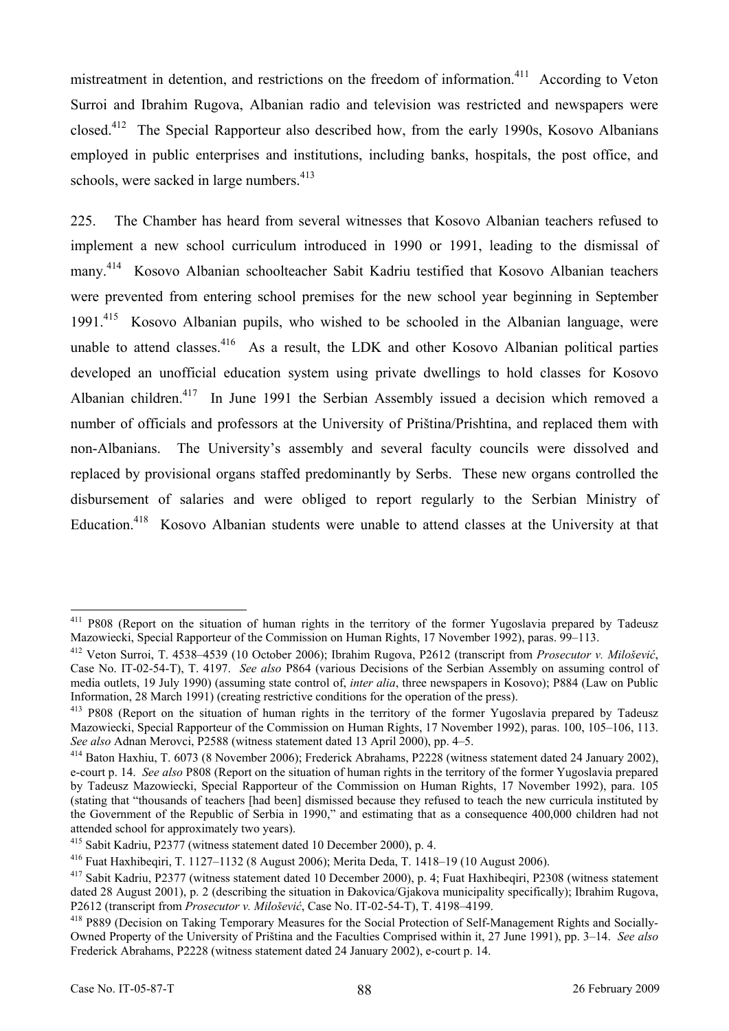mistreatment in detention, and restrictions on the freedom of information.[411] According to Veton Surroi and Ibrahim Rugova, Albanian radio and television was restricted and newspapers were closed.[412] The Special Rapporteur also described how, from the early 1990s, Kosovo Albanians employed in public enterprises and institutions, including banks, hospitals, the post office, and schools, were sacked in large numbers.[413]

225. The Chamber has heard from several witnesses that Kosovo Albanian teachers refused to implement a new school curriculum introduced in 1990 or 1991, leading to the dismissal of many.[414] Kosovo Albanian schoolteacher Sabit Kadriu testified that Kosovo Albanian teachers were prevented from entering school premises for the new school year beginning in September 1991.[415] Kosovo Albanian pupils, who wished to be schooled in the Albanian language, were unable to attend classes.[416] As a result, the LDK and other Kosovo Albanian political parties developed an unofficial education system using private dwellings to hold classes for Kosovo Albanian children.[417] In June 1991 the Serbian Assembly issued a decision which removed a number of officials and professors at the University of Priština/Prishtina, and replaced them with non-Albanians. The University's assembly and several faculty councils were dissolved and replaced by provisional organs staffed predominantly by Serbs. These new organs controlled the disbursement of salaries and were obliged to report regularly to the Serbian Ministry of Education.[418] Kosovo Albanian students were unable to attend classes at the University at that

---

[411] P808 (Report on the situation of human rights in the territory of the former Yugoslavia prepared by Tadeusz Mazowiecki, Special Rapporteur of the Commission on Human Rights, 17 November 1992), paras. 99–113.

[412] Veton Surroi, T. 4538–4539 (10 October 2006); Ibrahim Rugova, P2612 (transcript from *Prosecutor v. Milošević*, Case No. IT-02-54-T), T. 4197. *See also* P864 (various Decisions of the Serbian Assembly on assuming control of media outlets, 19 July 1990) (assuming state control of, *inter alia*, three newspapers in Kosovo); P884 (Law on Public Information, 28 March 1991) (creating restrictive conditions for the operation of the press).

[413] P808 (Report on the situation of human rights in the territory of the former Yugoslavia prepared by Tadeusz Mazowiecki, Special Rapporteur of the Commission on Human Rights, 17 November 1992), paras. 100, 105–106, 113. *See also* Adnan Merovci, P2588 (witness statement dated 13 April 2000), pp. 4–5.

[414] Baton Haxhiu, T. 6073 (8 November 2006); Frederick Abrahams, P2228 (witness statement dated 24 January 2002), e-court p. 14. *See also* P808 (Report on the situation of human rights in the territory of the former Yugoslavia prepared by Tadeusz Mazowiecki, Special Rapporteur of the Commission on Human Rights, 17 November 1992), para. 105 (stating that "thousands of teachers [had been] dismissed because they refused to teach the new curricula instituted by the Government of the Republic of Serbia in 1990," and estimating that as a consequence 400,000 children had not attended school for approximately two years).

[415] Sabit Kadriu, P2377 (witness statement dated 10 December 2000), p. 4.

[416] Fuat Haxhibeqiri, T. 1127–1132 (8 August 2006); Merita Deda, T. 1418–19 (10 August 2006).

[417] Sabit Kadriu, P2377 (witness statement dated 10 December 2000), p. 4; Fuat Haxhibeqiri, P2308 (witness statement dated 28 August 2001), p. 2 (describing the situation in Đakovica/Gjakova municipality specifically); Ibrahim Rugova, P2612 (transcript from *Prosecutor v. Milošević*, Case No. IT-02-54-T), T. 4198–4199.

[418] P889 (Decision on Taking Temporary Measures for the Social Protection of Self-Management Rights and Socially-Owned Property of the University of Priština and the Faculties Comprised within it, 27 June 1991), pp. 3–14. *See also* Frederick Abrahams, P2228 (witness statement dated 24 January 2002), e-court p. 14.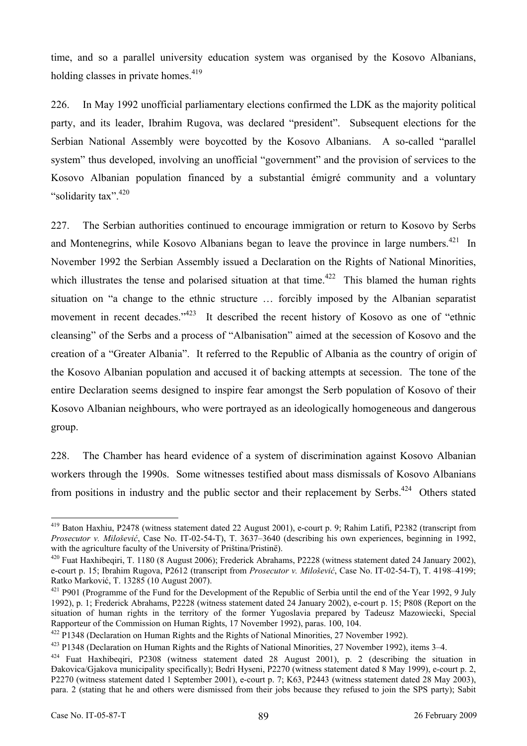time, and so a parallel university education system was organised by the Kosovo Albanians, holding classes in private homes.[419]

226. In May 1992 unofficial parliamentary elections confirmed the LDK as the majority political party, and its leader, Ibrahim Rugova, was declared "president". Subsequent elections for the Serbian National Assembly were boycotted by the Kosovo Albanians. A so-called "parallel system" thus developed, involving an unofficial "government" and the provision of services to the Kosovo Albanian population financed by a substantial émigré community and a voluntary "solidarity tax".[420]

227. The Serbian authorities continued to encourage immigration or return to Kosovo by Serbs and Montenegrins, while Kosovo Albanians began to leave the province in large numbers.[421] In November 1992 the Serbian Assembly issued a Declaration on the Rights of National Minorities, which illustrates the tense and polarised situation at that time.[422] This blamed the human rights situation on "a change to the ethnic structure … forcibly imposed by the Albanian separatist movement in recent decades."[423] It described the recent history of Kosovo as one of "ethnic cleansing" of the Serbs and a process of "Albanisation" aimed at the secession of Kosovo and the creation of a "Greater Albania". It referred to the Republic of Albania as the country of origin of the Kosovo Albanian population and accused it of backing attempts at secession. The tone of the entire Declaration seems designed to inspire fear amongst the Serb population of Kosovo of their Kosovo Albanian neighbours, who were portrayed as an ideologically homogeneous and dangerous group.

228. The Chamber has heard evidence of a system of discrimination against Kosovo Albanian workers through the 1990s. Some witnesses testified about mass dismissals of Kosovo Albanians from positions in industry and the public sector and their replacement by Serbs.[424] Others stated

---

[419] Baton Haxhiu, P2478 (witness statement dated 22 August 2001), e-court p. 9; Rahim Latifi, P2382 (transcript from *Prosecutor v. Milošević*, Case No. IT-02-54-T), T. 3637–3640 (describing his own experiences, beginning in 1992, with the agriculture faculty of the University of Priština/Pristinë).

[420] Fuat Haxhibeqiri, T. 1180 (8 August 2006); Frederick Abrahams, P2228 (witness statement dated 24 January 2002), e-court p. 15; Ibrahim Rugova, P2612 (transcript from *Prosecutor v. Milošević*, Case No. IT-02-54-T), T. 4198–4199; Ratko Marković, T. 13285 (10 August 2007).

[421] P901 (Programme of the Fund for the Development of the Republic of Serbia until the end of the Year 1992, 9 July 1992), p. 1; Frederick Abrahams, P2228 (witness statement dated 24 January 2002), e-court p. 15; P808 (Report on the situation of human rights in the territory of the former Yugoslavia prepared by Tadeusz Mazowiecki, Special Rapporteur of the Commission on Human Rights, 17 November 1992), paras. 100, 104.

[422] P1348 (Declaration on Human Rights and the Rights of National Minorities, 27 November 1992).

[423] P1348 (Declaration on Human Rights and the Rights of National Minorities, 27 November 1992), items 3–4.

[424] Fuat Haxhibeqiri, P2308 (witness statement dated 28 August 2001), p. 2 (describing the situation in Đakovica/Gjakova municipality specifically); Bedri Hyseni, P2270 (witness statement dated 8 May 1999), e-court p. 2, P2270 (witness statement dated 1 September 2001), e-court p. 7; K63, P2443 (witness statement dated 28 May 2003), para. 2 (stating that he and others were dismissed from their jobs because they refused to join the SPS party); Sabit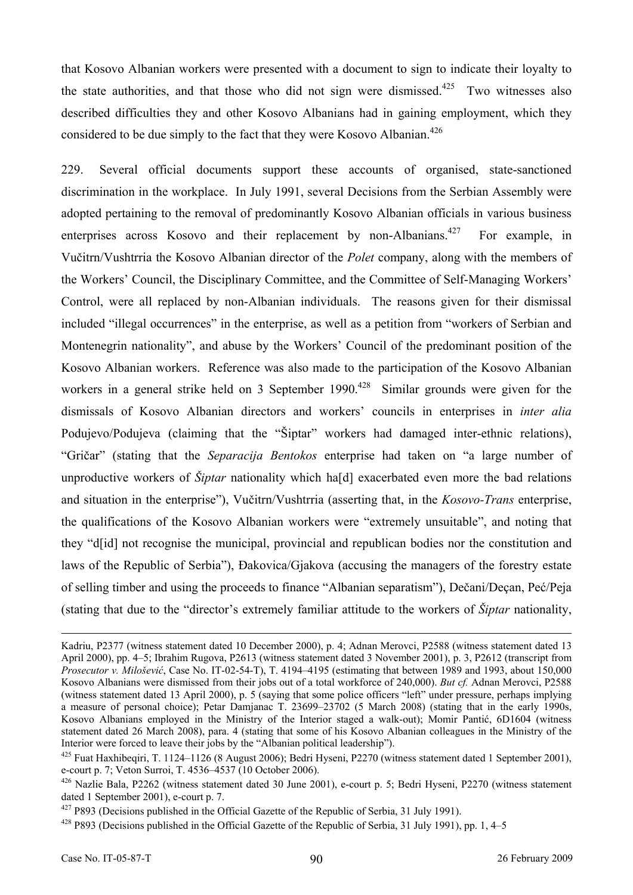that Kosovo Albanian workers were presented with a document to sign to indicate their loyalty to the state authorities, and that those who did not sign were dismissed.[425] Two witnesses also described difficulties they and other Kosovo Albanians had in gaining employment, which they considered to be due simply to the fact that they were Kosovo Albanian.[426]

229. Several official documents support these accounts of organised, state-sanctioned discrimination in the workplace. In July 1991, several Decisions from the Serbian Assembly were adopted pertaining to the removal of predominantly Kosovo Albanian officials in various business enterprises across Kosovo and their replacement by non-Albanians.[427] For example, in Vučitrn/Vushtrria the Kosovo Albanian director of the *Polet* company, along with the members of the Workers' Council, the Disciplinary Committee, and the Committee of Self-Managing Workers' Control, were all replaced by non-Albanian individuals. The reasons given for their dismissal included "illegal occurrences" in the enterprise, as well as a petition from "workers of Serbian and Montenegrin nationality", and abuse by the Workers' Council of the predominant position of the Kosovo Albanian workers. Reference was also made to the participation of the Kosovo Albanian workers in a general strike held on 3 September 1990.[428] Similar grounds were given for the dismissals of Kosovo Albanian directors and workers' councils in enterprises in *inter alia* Podujevo/Podujeva (claiming that the "Šiptar" workers had damaged inter-ethnic relations), "Gričar" (stating that the *Separacija Bentokos* enterprise had taken on "a large number of unproductive workers of *Šiptar* nationality which ha[d] exacerbated even more the bad relations and situation in the enterprise"), Vučitrn/Vushtrria (asserting that, in the *Kosovo-Trans* enterprise, the qualifications of the Kosovo Albanian workers were "extremely unsuitable", and noting that they "d[id] not recognise the municipal, provincial and republican bodies nor the constitution and laws of the Republic of Serbia"), Đakovica/Gjakova (accusing the managers of the forestry estate of selling timber and using the proceeds to finance "Albanian separatism"), Dečani/Deçan, Peć/Peja (stating that due to the "director's extremely familiar attitude to the workers of *Šiptar* nationality,

---

Kadriu, P2377 (witness statement dated 10 December 2000), p. 4; Adnan Merovci, P2588 (witness statement dated 13 April 2000), pp. 4–5; Ibrahim Rugova, P2613 (witness statement dated 3 November 2001), p. 3, P2612 (transcript from *Prosecutor v. Milošević*, Case No. IT-02-54-T), T. 4194–4195 (estimating that between 1989 and 1993, about 150,000 Kosovo Albanians were dismissed from their jobs out of a total workforce of 240,000). *But cf.* Adnan Merovci, P2588 (witness statement dated 13 April 2000), p. 5 (saying that some police officers "left" under pressure, perhaps implying a measure of personal choice); Petar Damjanac T. 23699–23702 (5 March 2008) (stating that in the early 1990s, Kosovo Albanians employed in the Ministry of the Interior staged a walk-out); Momir Pantić, 6D1604 (witness statement dated 26 March 2008), para. 4 (stating that some of his Kosovo Albanian colleagues in the Ministry of the Interior were forced to leave their jobs by the "Albanian political leadership").

[425] Fuat Haxhibeqiri, T. 1124–1126 (8 August 2006); Bedri Hyseni, P2270 (witness statement dated 1 September 2001), e-court p. 7; Veton Surroi, T. 4536–4537 (10 October 2006).

[426] Nazlie Bala, P2262 (witness statement dated 30 June 2001), e-court p. 5; Bedri Hyseni, P2270 (witness statement dated 1 September 2001), e-court p. 7.

[427] P893 (Decisions published in the Official Gazette of the Republic of Serbia, 31 July 1991).

[428] P893 (Decisions published in the Official Gazette of the Republic of Serbia, 31 July 1991), pp. 1, 4–5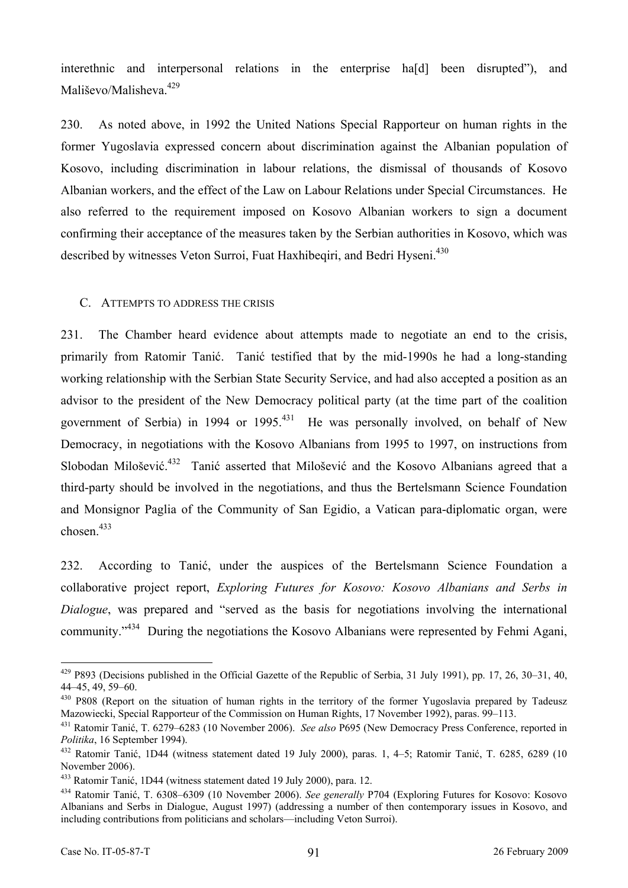interethnic and interpersonal relations in the enterprise ha[d] been disrupted"), and Mališevo/Malisheva.[429]

230. As noted above, in 1992 the United Nations Special Rapporteur on human rights in the former Yugoslavia expressed concern about discrimination against the Albanian population of Kosovo, including discrimination in labour relations, the dismissal of thousands of Kosovo Albanian workers, and the effect of the Law on Labour Relations under Special Circumstances. He also referred to the requirement imposed on Kosovo Albanian workers to sign a document confirming their acceptance of the measures taken by the Serbian authorities in Kosovo, which was described by witnesses Veton Surroi, Fuat Haxhibeqiri, and Bedri Hyseni.[430]

### C. ATTEMPTS TO ADDRESS THE CRISIS

231. The Chamber heard evidence about attempts made to negotiate an end to the crisis, primarily from Ratomir Tanić. Tanić testified that by the mid-1990s he had a long-standing working relationship with the Serbian State Security Service, and had also accepted a position as an advisor to the president of the New Democracy political party (at the time part of the coalition government of Serbia) in 1994 or 1995.[431] He was personally involved, on behalf of New Democracy, in negotiations with the Kosovo Albanians from 1995 to 1997, on instructions from Slobodan Milošević.[432] Tanić asserted that Milošević and the Kosovo Albanians agreed that a third-party should be involved in the negotiations, and thus the Bertelsmann Science Foundation and Monsignor Paglia of the Community of San Egidio, a Vatican para-diplomatic organ, were chosen.[433]

232. According to Tanić, under the auspices of the Bertelsmann Science Foundation a collaborative project report, *Exploring Futures for Kosovo: Kosovo Albanians and Serbs in Dialogue*, was prepared and "served as the basis for negotiations involving the international community."[434] During the negotiations the Kosovo Albanians were represented by Fehmi Agani,

---

[429] P893 (Decisions published in the Official Gazette of the Republic of Serbia, 31 July 1991), pp. 17, 26, 30–31, 40, 44–45, 49, 59–60.

[430] P808 (Report on the situation of human rights in the territory of the former Yugoslavia prepared by Tadeusz Mazowiecki, Special Rapporteur of the Commission on Human Rights, 17 November 1992), paras. 99–113.

[431] Ratomir Tanić, T. 6279–6283 (10 November 2006). *See also* P695 (New Democracy Press Conference, reported in *Politika*, 16 September 1994).

[432] Ratomir Tanić, 1D44 (witness statement dated 19 July 2000), paras. 1, 4–5; Ratomir Tanić, T. 6285, 6289 (10 November 2006).

[433] Ratomir Tanić, 1D44 (witness statement dated 19 July 2000), para. 12.

[434] Ratomir Tanić, T. 6308–6309 (10 November 2006). *See generally* P704 (Exploring Futures for Kosovo: Kosovo Albanians and Serbs in Dialogue, August 1997) (addressing a number of then contemporary issues in Kosovo, and including contributions from politicians and scholars—including Veton Surroi).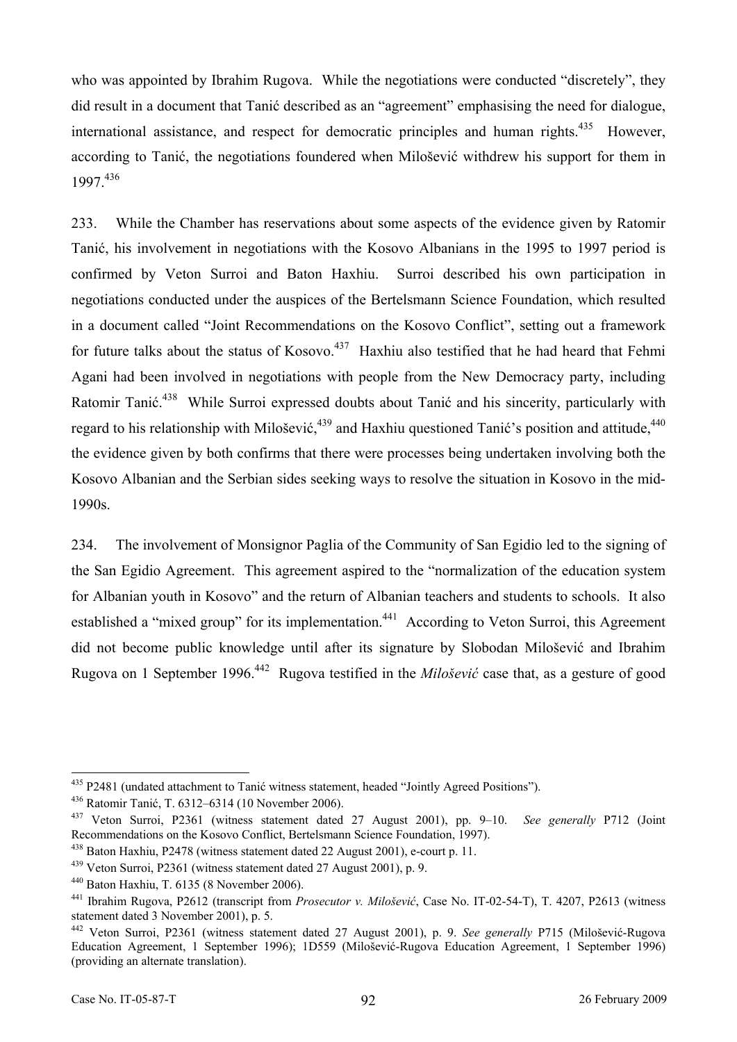who was appointed by Ibrahim Rugova. While the negotiations were conducted "discretely", they did result in a document that Tanić described as an "agreement" emphasising the need for dialogue, international assistance, and respect for democratic principles and human rights.[435] However, according to Tanić, the negotiations foundered when Milošević withdrew his support for them in 1997.[436]

233. While the Chamber has reservations about some aspects of the evidence given by Ratomir Tanić, his involvement in negotiations with the Kosovo Albanians in the 1995 to 1997 period is confirmed by Veton Surroi and Baton Haxhiu. Surroi described his own participation in negotiations conducted under the auspices of the Bertelsmann Science Foundation, which resulted in a document called "Joint Recommendations on the Kosovo Conflict", setting out a framework for future talks about the status of Kosovo.[437] Haxhiu also testified that he had heard that Fehmi Agani had been involved in negotiations with people from the New Democracy party, including Ratomir Tanić.[438] While Surroi expressed doubts about Tanić and his sincerity, particularly with regard to his relationship with Milošević,[439] and Haxhiu questioned Tanić's position and attitude,[440] the evidence given by both confirms that there were processes being undertaken involving both the Kosovo Albanian and the Serbian sides seeking ways to resolve the situation in Kosovo in the mid-1990s.

234. The involvement of Monsignor Paglia of the Community of San Egidio led to the signing of the San Egidio Agreement. This agreement aspired to the "normalization of the education system for Albanian youth in Kosovo" and the return of Albanian teachers and students to schools. It also established a "mixed group" for its implementation.[441] According to Veton Surroi, this Agreement did not become public knowledge until after its signature by Slobodan Milošević and Ibrahim Rugova on 1 September 1996.[442] Rugova testified in the *Milošević* case that, as a gesture of good

---

[435] P2481 (undated attachment to Tanić witness statement, headed "Jointly Agreed Positions").

[436] Ratomir Tanić, T. 6312–6314 (10 November 2006).

[437] Veton Surroi, P2361 (witness statement dated 27 August 2001), pp. 9–10. *See generally* P712 (Joint Recommendations on the Kosovo Conflict, Bertelsmann Science Foundation, 1997).

[438] Baton Haxhiu, P2478 (witness statement dated 22 August 2001), e-court p. 11.

[439] Veton Surroi, P2361 (witness statement dated 27 August 2001), p. 9.

[440] Baton Haxhiu, T. 6135 (8 November 2006).

[441] Ibrahim Rugova, P2612 (transcript from *Prosecutor v. Milošević*, Case No. IT-02-54-T), T. 4207, P2613 (witness statement dated 3 November 2001), p. 5.

[442] Veton Surroi, P2361 (witness statement dated 27 August 2001), p. 9. *See generally* P715 (Milošević-Rugova Education Agreement, 1 September 1996); 1D559 (Milošević-Rugova Education Agreement, 1 September 1996) (providing an alternate translation).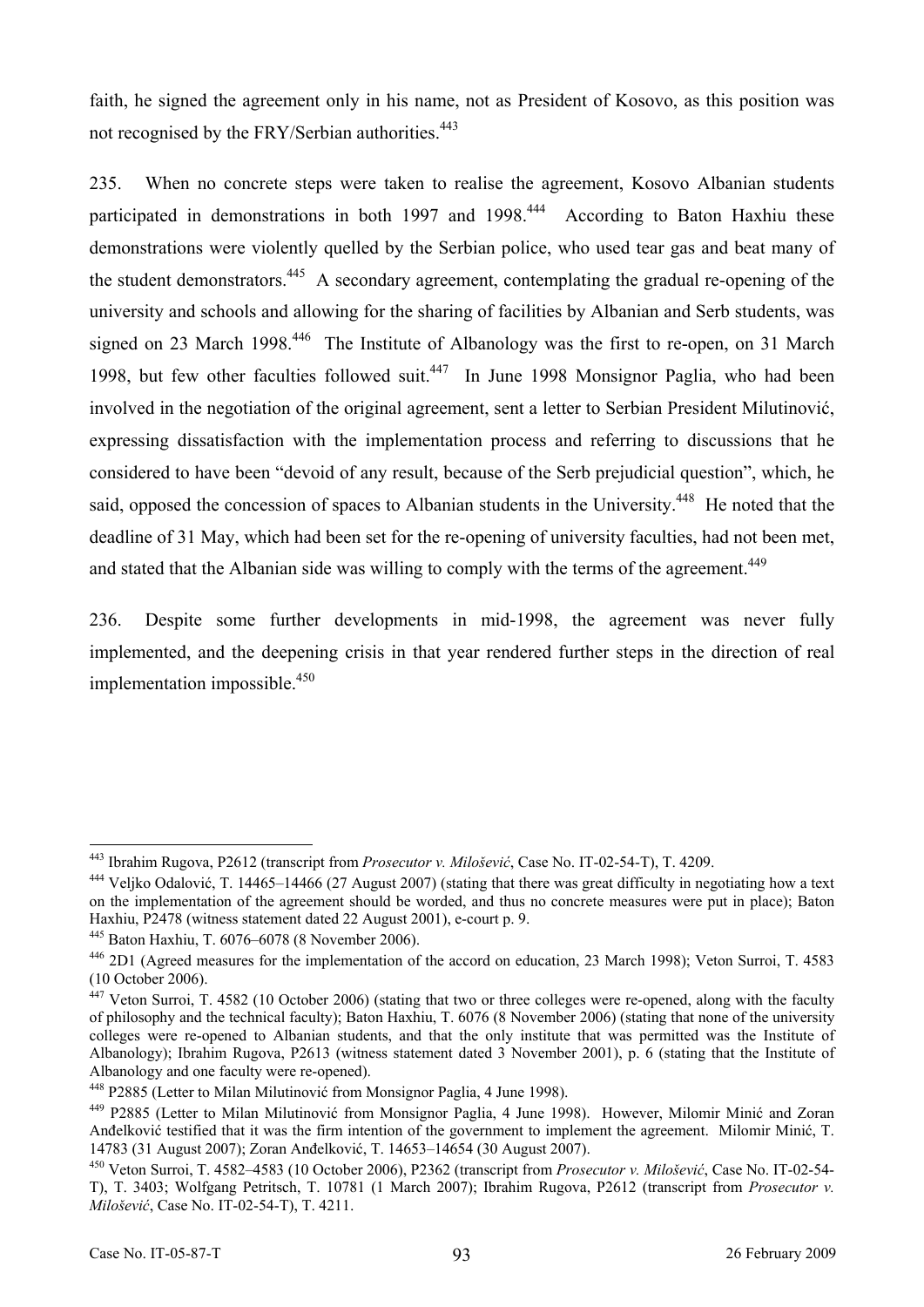faith, he signed the agreement only in his name, not as President of Kosovo, as this position was not recognised by the FRY/Serbian authorities.[443]

235. When no concrete steps were taken to realise the agreement, Kosovo Albanian students participated in demonstrations in both 1997 and 1998.[444] According to Baton Haxhiu these demonstrations were violently quelled by the Serbian police, who used tear gas and beat many of the student demonstrators.[445] A secondary agreement, contemplating the gradual re-opening of the university and schools and allowing for the sharing of facilities by Albanian and Serb students, was signed on 23 March 1998.[446] The Institute of Albanology was the first to re-open, on 31 March 1998, but few other faculties followed suit.[447] In June 1998 Monsignor Paglia, who had been involved in the negotiation of the original agreement, sent a letter to Serbian President Milutinović, expressing dissatisfaction with the implementation process and referring to discussions that he considered to have been "devoid of any result, because of the Serb prejudicial question", which, he said, opposed the concession of spaces to Albanian students in the University.[448] He noted that the deadline of 31 May, which had been set for the re-opening of university faculties, had not been met, and stated that the Albanian side was willing to comply with the terms of the agreement.[449]

236. Despite some further developments in mid-1998, the agreement was never fully implemented, and the deepening crisis in that year rendered further steps in the direction of real implementation impossible.[450]

---

[443] Ibrahim Rugova, P2612 (transcript from *Prosecutor v. Milošević*, Case No. IT-02-54-T), T. 4209.

[444] Veljko Odalović, T. 14465–14466 (27 August 2007) (stating that there was great difficulty in negotiating how a text on the implementation of the agreement should be worded, and thus no concrete measures were put in place); Baton Haxhiu, P2478 (witness statement dated 22 August 2001), e-court p. 9.

[445] Baton Haxhiu, T. 6076–6078 (8 November 2006).

[446] 2D1 (Agreed measures for the implementation of the accord on education, 23 March 1998); Veton Surroi, T. 4583 (10 October 2006).

[447] Veton Surroi, T. 4582 (10 October 2006) (stating that two or three colleges were re-opened, along with the faculty of philosophy and the technical faculty); Baton Haxhiu, T. 6076 (8 November 2006) (stating that none of the university colleges were re-opened to Albanian students, and that the only institute that was permitted was the Institute of Albanology); Ibrahim Rugova, P2613 (witness statement dated 3 November 2001), p. 6 (stating that the Institute of Albanology and one faculty were re-opened).

[448] P2885 (Letter to Milan Milutinović from Monsignor Paglia, 4 June 1998).

[449] P2885 (Letter to Milan Milutinović from Monsignor Paglia, 4 June 1998). However, Milomir Minić and Zoran Anđelković testified that it was the firm intention of the government to implement the agreement. Milomir Minić, T. 14783 (31 August 2007); Zoran Anđelković, T. 14653–14654 (30 August 2007).

[450] Veton Surroi, T. 4582–4583 (10 October 2006), P2362 (transcript from *Prosecutor v. Milošević*, Case No. IT-02-54-T), T. 3403; Wolfgang Petritsch, T. 10781 (1 March 2007); Ibrahim Rugova, P2612 (transcript from *Prosecutor v. Milošević*, Case No. IT-02-54-T), T. 4211.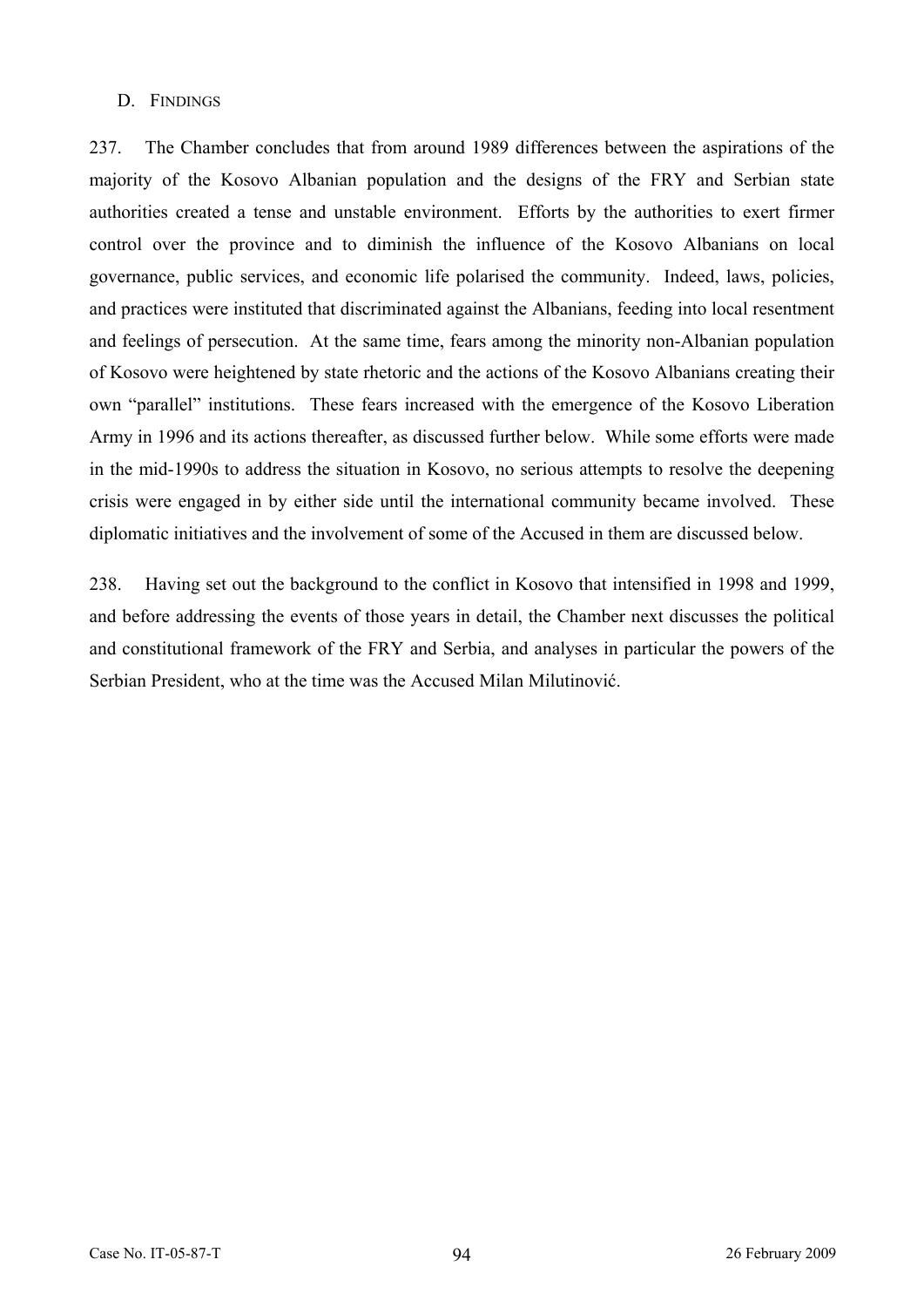### D. Findings

237. The Chamber concludes that from around 1989 differences between the aspirations of the majority of the Kosovo Albanian population and the designs of the FRY and Serbian state authorities created a tense and unstable environment. Efforts by the authorities to exert firmer control over the province and to diminish the influence of the Kosovo Albanians on local governance, public services, and economic life polarised the community. Indeed, laws, policies, and practices were instituted that discriminated against the Albanians, feeding into local resentment and feelings of persecution. At the same time, fears among the minority non-Albanian population of Kosovo were heightened by state rhetoric and the actions of the Kosovo Albanians creating their own "parallel" institutions. These fears increased with the emergence of the Kosovo Liberation Army in 1996 and its actions thereafter, as discussed further below. While some efforts were made in the mid-1990s to address the situation in Kosovo, no serious attempts to resolve the deepening crisis were engaged in by either side until the international community became involved. These diplomatic initiatives and the involvement of some of the Accused in them are discussed below.

238. Having set out the background to the conflict in Kosovo that intensified in 1998 and 1999, and before addressing the events of those years in detail, the Chamber next discusses the political and constitutional framework of the FRY and Serbia, and analyses in particular the powers of the Serbian President, who at the time was the Accused Milan Milutinović.